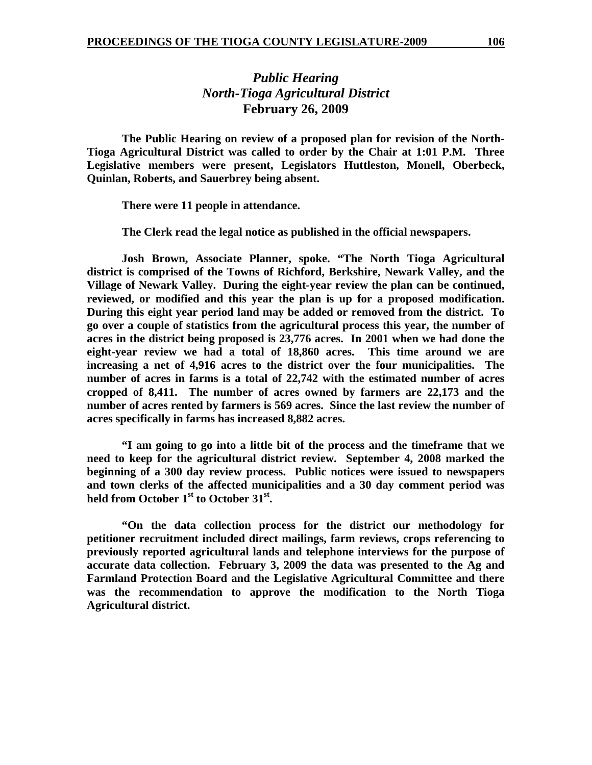## *Public Hearing*
## *North-Tioga Agricultural District*
## February 26, 2009

**The Public Hearing on review of a proposed plan for revision of the North-Tioga Agricultural District was called to order by the Chair at 1:01 P.M. Three Legislative members were present, Legislators Huttleston, Monell, Oberbeck, Quinlan, Roberts, and Sauerbrey being absent.**

**There were 11 people in attendance.**

**The Clerk read the legal notice as published in the official newspapers.**

**Josh Brown, Associate Planner, spoke. "The North Tioga Agricultural district is comprised of the Towns of Richford, Berkshire, Newark Valley, and the Village of Newark Valley. During the eight-year review the plan can be continued, reviewed, or modified and this year the plan is up for a proposed modification. During this eight year period land may be added or removed from the district. To go over a couple of statistics from the agricultural process this year, the number of acres in the district being proposed is 23,776 acres. In 2001 when we had done the eight-year review we had a total of 18,860 acres. This time around we are increasing a net of 4,916 acres to the district over the four municipalities. The number of acres in farms is a total of 22,742 with the estimated number of acres cropped of 8,411. The number of acres owned by farmers are 22,173 and the number of acres rented by farmers is 569 acres. Since the last review the number of acres specifically in farms has increased 8,882 acres.**

**"I am going to go into a little bit of the process and the timeframe that we need to keep for the agricultural district review. September 4, 2008 marked the beginning of a 300 day review process. Public notices were issued to newspapers and town clerks of the affected municipalities and a 30 day comment period was held from October 1st to October 31st.**

**"On the data collection process for the district our methodology for petitioner recruitment included direct mailings, farm reviews, crops referencing to previously reported agricultural lands and telephone interviews for the purpose of accurate data collection. February 3, 2009 the data was presented to the Ag and Farmland Protection Board and the Legislative Agricultural Committee and there was the recommendation to approve the modification to the North Tioga Agricultural district.**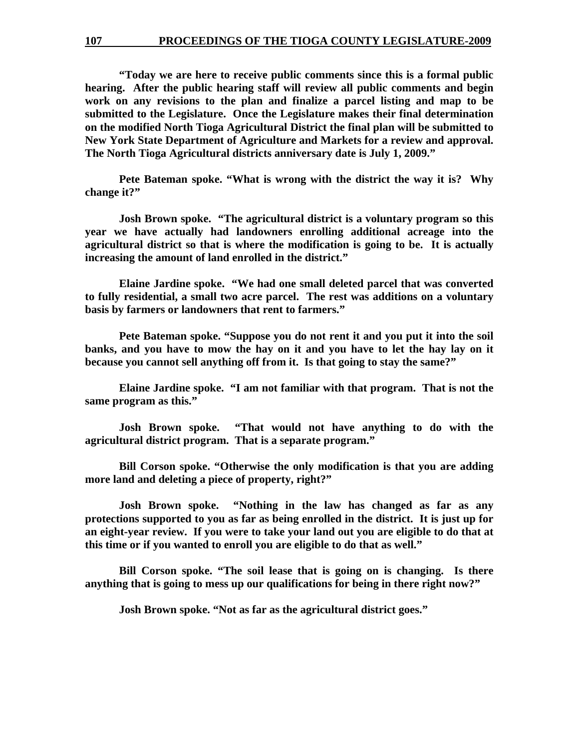**"Today we are here to receive public comments since this is a formal public hearing. After the public hearing staff will review all public comments and begin work on any revisions to the plan and finalize a parcel listing and map to be submitted to the Legislature. Once the Legislature makes their final determination on the modified North Tioga Agricultural District the final plan will be submitted to New York State Department of Agriculture and Markets for a review and approval. The North Tioga Agricultural districts anniversary date is July 1, 2009."**

**Pete Bateman spoke. "What is wrong with the district the way it is? Why change it?"**

**Josh Brown spoke. "The agricultural district is a voluntary program so this year we have actually had landowners enrolling additional acreage into the agricultural district so that is where the modification is going to be. It is actually increasing the amount of land enrolled in the district."**

**Elaine Jardine spoke. "We had one small deleted parcel that was converted to fully residential, a small two acre parcel. The rest was additions on a voluntary basis by farmers or landowners that rent to farmers."**

**Pete Bateman spoke. "Suppose you do not rent it and you put it into the soil banks, and you have to mow the hay on it and you have to let the hay lay on it because you cannot sell anything off from it. Is that going to stay the same?"**

**Elaine Jardine spoke. "I am not familiar with that program. That is not the same program as this."**

**Josh Brown spoke. "That would not have anything to do with the agricultural district program. That is a separate program."**

**Bill Corson spoke. "Otherwise the only modification is that you are adding more land and deleting a piece of property, right?"**

**Josh Brown spoke. "Nothing in the law has changed as far as any protections supported to you as far as being enrolled in the district. It is just up for an eight-year review. If you were to take your land out you are eligible to do that at this time or if you wanted to enroll you are eligible to do that as well."**

**Bill Corson spoke. "The soil lease that is going on is changing. Is there anything that is going to mess up our qualifications for being in there right now?"**

**Josh Brown spoke. "Not as far as the agricultural district goes."**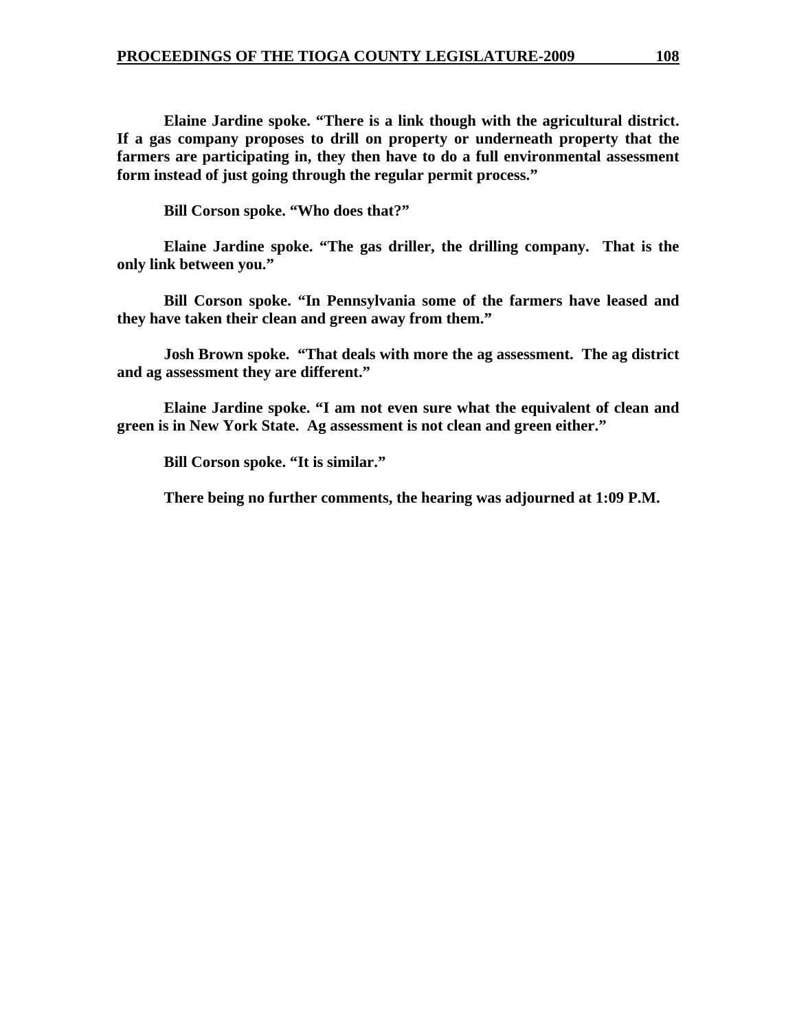**Elaine Jardine spoke. "There is a link though with the agricultural district. If a gas company proposes to drill on property or underneath property that the farmers are participating in, they then have to do a full environmental assessment form instead of just going through the regular permit process."**

**Bill Corson spoke. "Who does that?"**

**Elaine Jardine spoke. "The gas driller, the drilling company. That is the only link between you."**

**Bill Corson spoke. "In Pennsylvania some of the farmers have leased and they have taken their clean and green away from them."**

**Josh Brown spoke. "That deals with more the ag assessment. The ag district and ag assessment they are different."**

**Elaine Jardine spoke. "I am not even sure what the equivalent of clean and green is in New York State. Ag assessment is not clean and green either."**

**Bill Corson spoke. "It is similar."**

**There being no further comments, the hearing was adjourned at 1:09 P.M.**